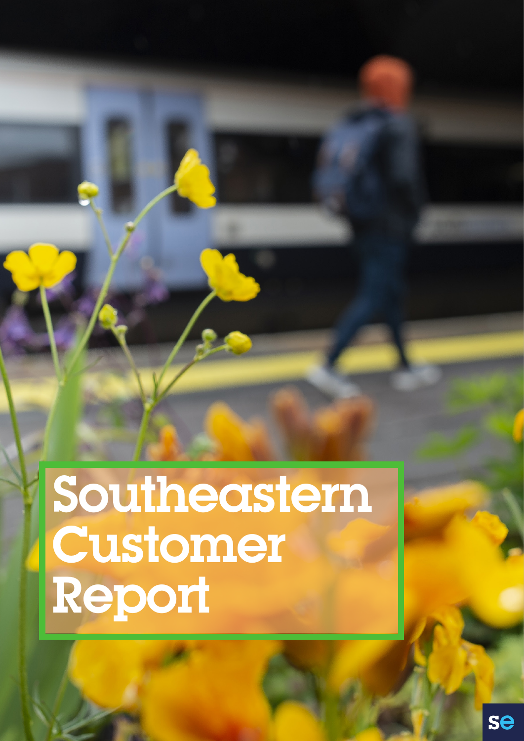# Southeastern Customer Report

se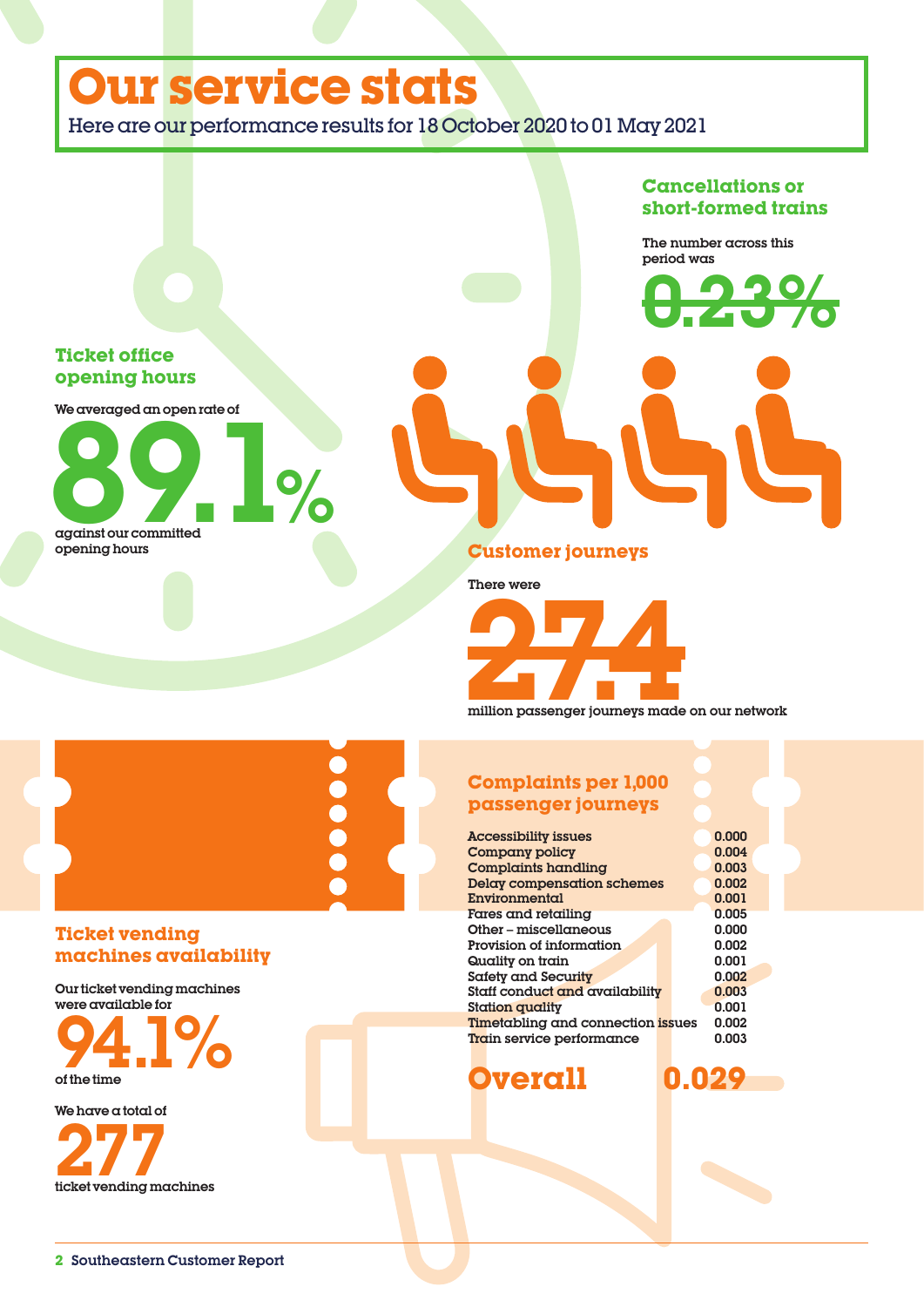# Our service stats

Here are our performance results for 18 October 2020 to 01 May 2021

## Cancellations or short-formed trains

The number across this period was

**0.23%**

## Ticket office opening hours

We averaged an open rate of

**89.1%**

against our committed opening hours

## Customer journeys

There were

**27.4**

million passenger journeys made on our network

## Complaints per 1,000 passenger journeys

| Category | Rate |
|---|---|
| Accessibility issues | 0.000 |
| Company policy | 0.004 |
| Complaints handling | 0.003 |
| Delay compensation schemes | 0.002 |
| Environmental | 0.001 |
| Fares and retailing | 0.005 |
| Other – miscellaneous | 0.000 |
| Provision of information | 0.002 |
| Quality on train | 0.001 |
| Safety and Security | 0.002 |
| Staff conduct and availability | 0.003 |
| Station quality | 0.001 |
| Timetabling and connection issues | 0.002 |
| Train service performance | 0.003 |
| **Overall** | **0.029** |

## Ticket vending machines availability

Our ticket vending machines were available for

**94.1%**

of the time

We have a total of

**277**

ticket vending machines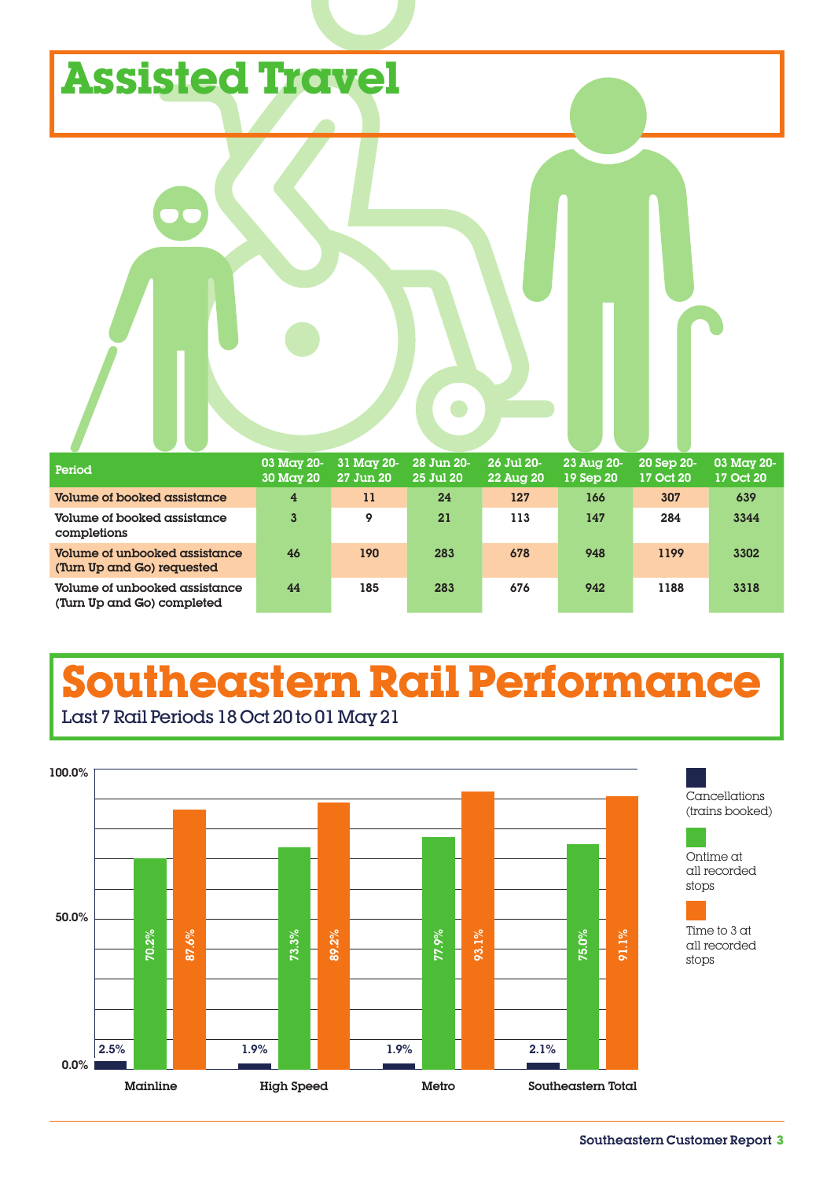# Assisted Travel

| Period | 03 May 20-30 May 20 | 31 May 20-27 Jun 20 | 28 Jun 20-25 Jul 20 | 26 Jul 20-22 Aug 20 | 23 Aug 20-19 Sep 20 | 20 Sep 20-17 Oct 20 | 03 May 20-17 Oct 20 |
|---|---|---|---|---|---|---|---|
| Volume of booked assistance | 4 | 11 | 24 | 127 | 166 | 307 | 639 |
| Volume of booked assistance completions | 3 | 9 | 21 | 113 | 147 | 284 | 3344 |
| Volume of unbooked assistance (Turn Up and Go) requested | 46 | 190 | 283 | 678 | 948 | 1199 | 3302 |
| Volume of unbooked assistance (Turn Up and Go) completed | 44 | 185 | 283 | 676 | 942 | 1188 | 3318 |

# Southeastern Rail Performance

Last 7 Rail Periods 18 Oct 20 to 01 May 21

| | Cancellations (trains booked) | Ontime at all recorded stops | Time to 3 at all recorded stops |
|---|---|---|---|
| Mainline | 2.5% | 70.2% | 87.6% |
| High Speed | 1.9% | 73.3% | 89.2% |
| Metro | 1.9% | 77.9% | 93.1% |
| Southeastern Total | 2.1% | 75.0% | 91.1% |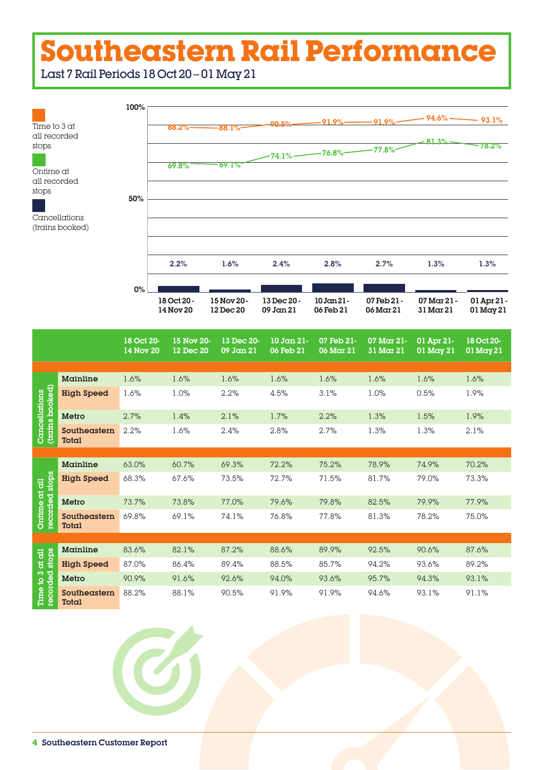# Southeastern Rail Performance

Last 7 Rail Periods 18 Oct 20 – 01 May 21

Time to 3 at all recorded stops

Ontime at all recorded stops

Cancellations (trains booked)

| | 18 Oct 20 - 14 Nov 20 | 15 Nov 20 - 12 Dec 20 | 13 Dec 20 - 09 Jan 21 | 10 Jan 21 - 06 Feb 21 | 07 Feb 21 - 06 Mar 21 | 07 Mar 21 - 31 Mar 21 | 01 Apr 21 - 01 May 21 |
|---|---|---|---|---|---|---|---|
| Time to 3 at all recorded stops | 88.2% | 88.1% | 90.5% | 91.9% | 91.9% | 94.6% | 93.1% |
| Ontime at all recorded stops | 69.8% | 69.1% | 74.1% | 76.8% | 77.8% | 81.3% | 78.2% |
| Cancellations (trains booked) | 2.2% | 1.6% | 2.4% | 2.8% | 2.7% | 1.3% | 1.3% |

| | | 18 Oct 20- 14 Nov 20 | 15 Nov 20- 12 Dec 20 | 13 Dec 20- 09 Jan 21 | 10 Jan 21- 06 Feb 21 | 07 Feb 21- 06 Mar 21 | 07 Mar 21- 31 Mar 21 | 01 Apr 21- 01 May 21 | 18 Oct 20- 01 May 21 |
|---|---|---|---|---|---|---|---|---|---|
| Cancellations (trains booked) | Mainline | 1.6% | 1.6% | 1.6% | 1.6% | 1.6% | 1.6% | 1.6% | 1.6% |
| | High Speed | 1.6% | 1.0% | 2.2% | 4.5% | 3.1% | 1.0% | 0.5% | 1.9% |
| | Metro | 2.7% | 1.4% | 2.1% | 1.7% | 2.2% | 1.3% | 1.5% | 1.9% |
| | Southeastern Total | 2.2% | 1.6% | 2.4% | 2.8% | 2.7% | 1.3% | 1.3% | 2.1% |
| Ontime at all recorded stops | Mainline | 63.0% | 60.7% | 69.3% | 72.2% | 75.2% | 78.9% | 74.9% | 70.2% |
| | High Speed | 68.3% | 67.6% | 73.5% | 72.7% | 71.5% | 81.7% | 79.0% | 73.3% |
| | Metro | 73.7% | 73.8% | 77.0% | 79.6% | 79.8% | 82.5% | 79.9% | 77.9% |
| | Southeastern Total | 69.8% | 69.1% | 74.1% | 76.8% | 77.8% | 81.3% | 78.2% | 75.0% |
| Time to 3 at all recorded stops | Mainline | 83.6% | 82.1% | 87.2% | 88.6% | 89.9% | 92.5% | 90.6% | 87.6% |
| | High Speed | 87.0% | 86.4% | 89.4% | 88.5% | 85.7% | 94.2% | 93.6% | 89.2% |
| | Metro | 90.9% | 91.6% | 92.6% | 94.0% | 93.6% | 95.7% | 94.3% | 93.1% |
| | Southeastern Total | 88.2% | 88.1% | 90.5% | 91.9% | 91.9% | 94.6% | 93.1% | 91.1% |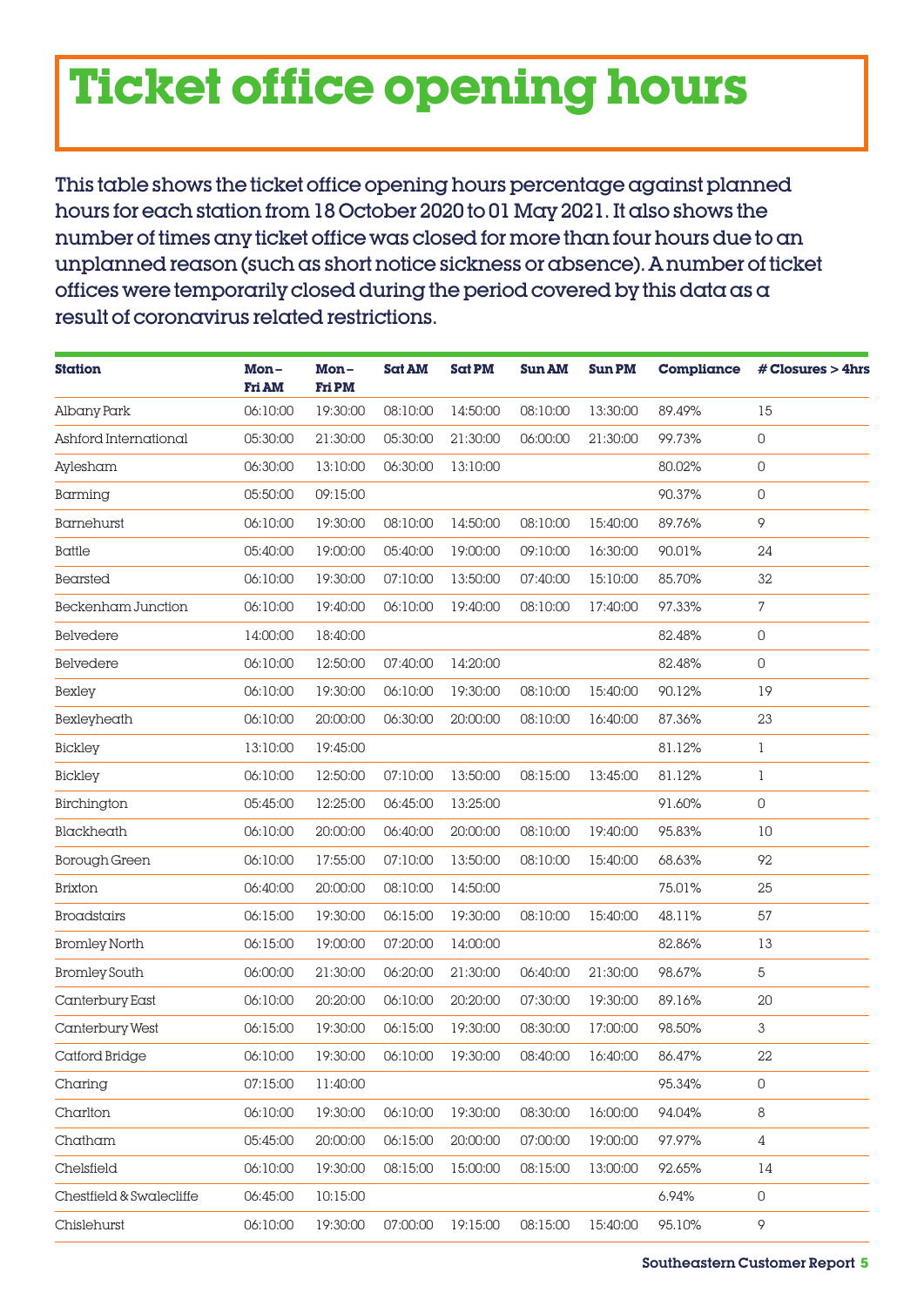# Ticket office opening hours

This table shows the ticket office opening hours percentage against planned hours for each station from 18 October 2020 to 01 May 2021. It also shows the number of times any ticket office was closed for more than four hours due to an unplanned reason (such as short notice sickness or absence). A number of ticket offices were temporarily closed during the period covered by this data as a result of coronavirus related restrictions.

| Station | Mon–Fri AM | Mon–Fri PM | Sat AM | Sat PM | Sun AM | Sun PM | Compliance | # Closures > 4hrs |
|---|---|---|---|---|---|---|---|---|
| Albany Park | 06:10:00 | 19:30:00 | 08:10:00 | 14:50:00 | 08:10:00 | 13:30:00 | 89.49% | 15 |
| Ashford International | 05:30:00 | 21:30:00 | 05:30:00 | 21:30:00 | 06:00:00 | 21:30:00 | 99.73% | 0 |
| Aylesham | 06:30:00 | 13:10:00 | 06:30:00 | 13:10:00 | | | 80.02% | 0 |
| Barming | 05:50:00 | 09:15:00 | | | | | 90.37% | 0 |
| Barnehurst | 06:10:00 | 19:30:00 | 08:10:00 | 14:50:00 | 08:10:00 | 15:40:00 | 89.76% | 9 |
| Battle | 05:40:00 | 19:00:00 | 05:40:00 | 19:00:00 | 09:10:00 | 16:30:00 | 90.01% | 24 |
| Bearsted | 06:10:00 | 19:30:00 | 07:10:00 | 13:50:00 | 07:40:00 | 15:10:00 | 85.70% | 32 |
| Beckenham Junction | 06:10:00 | 19:40:00 | 06:10:00 | 19:40:00 | 08:10:00 | 17:40:00 | 97.33% | 7 |
| Belvedere | 14:00:00 | 18:40:00 | | | | | 82.48% | 0 |
| Belvedere | 06:10:00 | 12:50:00 | 07:40:00 | 14:20:00 | | | 82.48% | 0 |
| Bexley | 06:10:00 | 19:30:00 | 06:10:00 | 19:30:00 | 08:10:00 | 15:40:00 | 90.12% | 19 |
| Bexleyheath | 06:10:00 | 20:00:00 | 06:30:00 | 20:00:00 | 08:10:00 | 16:40:00 | 87.36% | 23 |
| Bickley | 13:10:00 | 19:45:00 | | | | | 81.12% | 1 |
| Bickley | 06:10:00 | 12:50:00 | 07:10:00 | 13:50:00 | 08:15:00 | 13:45:00 | 81.12% | 1 |
| Birchington | 05:45:00 | 12:25:00 | 06:45:00 | 13:25:00 | | | 91.60% | 0 |
| Blackheath | 06:10:00 | 20:00:00 | 06:40:00 | 20:00:00 | 08:10:00 | 19:40:00 | 95.83% | 10 |
| Borough Green | 06:10:00 | 17:55:00 | 07:10:00 | 13:50:00 | 08:10:00 | 15:40:00 | 68.63% | 92 |
| Brixton | 06:40:00 | 20:00:00 | 08:10:00 | 14:50:00 | | | 75.01% | 25 |
| Broadstairs | 06:15:00 | 19:30:00 | 06:15:00 | 19:30:00 | 08:10:00 | 15:40:00 | 48.11% | 57 |
| Bromley North | 06:15:00 | 19:00:00 | 07:20:00 | 14:00:00 | | | 82.86% | 13 |
| Bromley South | 06:00:00 | 21:30:00 | 06:20:00 | 21:30:00 | 06:40:00 | 21:30:00 | 98.67% | 5 |
| Canterbury East | 06:10:00 | 20:20:00 | 06:10:00 | 20:20:00 | 07:30:00 | 19:30:00 | 89.16% | 20 |
| Canterbury West | 06:15:00 | 19:30:00 | 06:15:00 | 19:30:00 | 08:30:00 | 17:00:00 | 98.50% | 3 |
| Catford Bridge | 06:10:00 | 19:30:00 | 06:10:00 | 19:30:00 | 08:40:00 | 16:40:00 | 86.47% | 22 |
| Charing | 07:15:00 | 11:40:00 | | | | | 95.34% | 0 |
| Charlton | 06:10:00 | 19:30:00 | 06:10:00 | 19:30:00 | 08:30:00 | 16:00:00 | 94.04% | 8 |
| Chatham | 05:45:00 | 20:00:00 | 06:15:00 | 20:00:00 | 07:00:00 | 19:00:00 | 97.97% | 4 |
| Chelsfield | 06:10:00 | 19:30:00 | 08:15:00 | 15:00:00 | 08:15:00 | 13:00:00 | 92.65% | 14 |
| Chestfield & Swalecliffe | 06:45:00 | 10:15:00 | | | | | 6.94% | 0 |
| Chislehurst | 06:10:00 | 19:30:00 | 07:00:00 | 19:15:00 | 08:15:00 | 15:40:00 | 95.10% | 9 |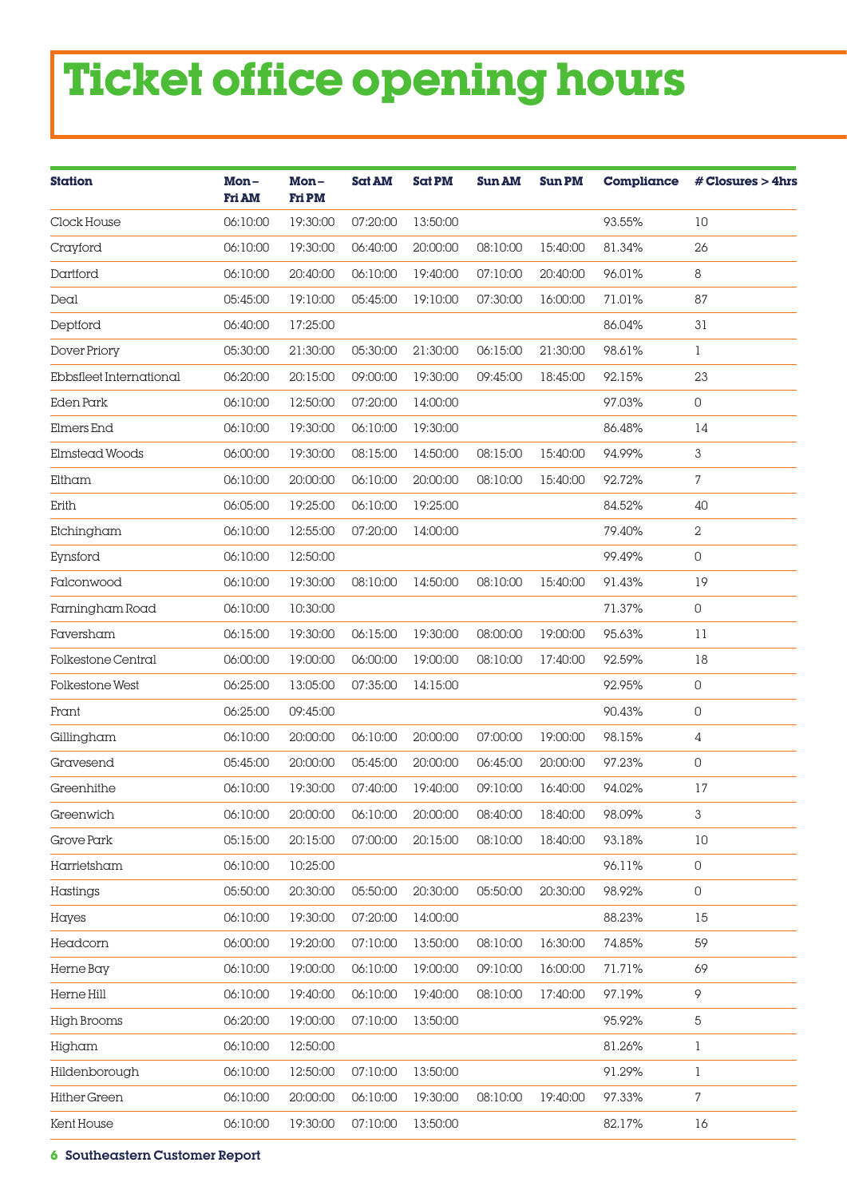# Ticket office opening hours

| Station | Mon–Fri AM | Mon–Fri PM | Sat AM | Sat PM | Sun AM | Sun PM | Compliance | # Closures > 4hrs |
|---|---|---|---|---|---|---|---|---|
| Clock House | 06:10:00 | 19:30:00 | 07:20:00 | 13:50:00 | | | 93.55% | 10 |
| Crayford | 06:10:00 | 19:30:00 | 06:40:00 | 20:00:00 | 08:10:00 | 15:40:00 | 81.34% | 26 |
| Dartford | 06:10:00 | 20:40:00 | 06:10:00 | 19:40:00 | 07:10:00 | 20:40:00 | 96.01% | 8 |
| Deal | 05:45:00 | 19:10:00 | 05:45:00 | 19:10:00 | 07:30:00 | 16:00:00 | 71.01% | 87 |
| Deptford | 06:40:00 | 17:25:00 | | | | | 86.04% | 31 |
| Dover Priory | 05:30:00 | 21:30:00 | 05:30:00 | 21:30:00 | 06:15:00 | 21:30:00 | 98.61% | 1 |
| Ebbsfleet International | 06:20:00 | 20:15:00 | 09:00:00 | 19:30:00 | 09:45:00 | 18:45:00 | 92.15% | 23 |
| Eden Park | 06:10:00 | 12:50:00 | 07:20:00 | 14:00:00 | | | 97.03% | 0 |
| Elmers End | 06:10:00 | 19:30:00 | 06:10:00 | 19:30:00 | | | 86.48% | 14 |
| Elmstead Woods | 06:00:00 | 19:30:00 | 08:15:00 | 14:50:00 | 08:15:00 | 15:40:00 | 94.99% | 3 |
| Eltham | 06:10:00 | 20:00:00 | 06:10:00 | 20:00:00 | 08:10:00 | 15:40:00 | 92.72% | 7 |
| Erith | 06:05:00 | 19:25:00 | 06:10:00 | 19:25:00 | | | 84.52% | 40 |
| Etchingham | 06:10:00 | 12:55:00 | 07:20:00 | 14:00:00 | | | 79.40% | 2 |
| Eynsford | 06:10:00 | 12:50:00 | | | | | 99.49% | 0 |
| Falconwood | 06:10:00 | 19:30:00 | 08:10:00 | 14:50:00 | 08:10:00 | 15:40:00 | 91.43% | 19 |
| Farningham Road | 06:10:00 | 10:30:00 | | | | | 71.37% | 0 |
| Faversham | 06:15:00 | 19:30:00 | 06:15:00 | 19:30:00 | 08:00:00 | 19:00:00 | 95.63% | 11 |
| Folkestone Central | 06:00:00 | 19:00:00 | 06:00:00 | 19:00:00 | 08:10:00 | 17:40:00 | 92.59% | 18 |
| Folkestone West | 06:25:00 | 13:05:00 | 07:35:00 | 14:15:00 | | | 92.95% | 0 |
| Frant | 06:25:00 | 09:45:00 | | | | | 90.43% | 0 |
| Gillingham | 06:10:00 | 20:00:00 | 06:10:00 | 20:00:00 | 07:00:00 | 19:00:00 | 98.15% | 4 |
| Gravesend | 05:45:00 | 20:00:00 | 05:45:00 | 20:00:00 | 06:45:00 | 20:00:00 | 97.23% | 0 |
| Greenhithe | 06:10:00 | 19:30:00 | 07:40:00 | 19:40:00 | 09:10:00 | 16:40:00 | 94.02% | 17 |
| Greenwich | 06:10:00 | 20:00:00 | 06:10:00 | 20:00:00 | 08:40:00 | 18:40:00 | 98.09% | 3 |
| Grove Park | 05:15:00 | 20:15:00 | 07:00:00 | 20:15:00 | 08:10:00 | 18:40:00 | 93.18% | 10 |
| Harrietsham | 06:10:00 | 10:25:00 | | | | | 96.11% | 0 |
| Hastings | 05:50:00 | 20:30:00 | 05:50:00 | 20:30:00 | 05:50:00 | 20:30:00 | 98.92% | 0 |
| Hayes | 06:10:00 | 19:30:00 | 07:20:00 | 14:00:00 | | | 88.23% | 15 |
| Headcorn | 06:00:00 | 19:20:00 | 07:10:00 | 13:50:00 | 08:10:00 | 16:30:00 | 74.85% | 59 |
| Herne Bay | 06:10:00 | 19:00:00 | 06:10:00 | 19:00:00 | 09:10:00 | 16:00:00 | 71.71% | 69 |
| Herne Hill | 06:10:00 | 19:40:00 | 06:10:00 | 19:40:00 | 08:10:00 | 17:40:00 | 97.19% | 9 |
| High Brooms | 06:20:00 | 19:00:00 | 07:10:00 | 13:50:00 | | | 95.92% | 5 |
| Higham | 06:10:00 | 12:50:00 | | | | | 81.26% | 1 |
| Hildenborough | 06:10:00 | 12:50:00 | 07:10:00 | 13:50:00 | | | 91.29% | 1 |
| Hither Green | 06:10:00 | 20:00:00 | 06:10:00 | 19:30:00 | 08:10:00 | 19:40:00 | 97.33% | 7 |
| Kent House | 06:10:00 | 19:30:00 | 07:10:00 | 13:50:00 | | | 82.17% | 16 |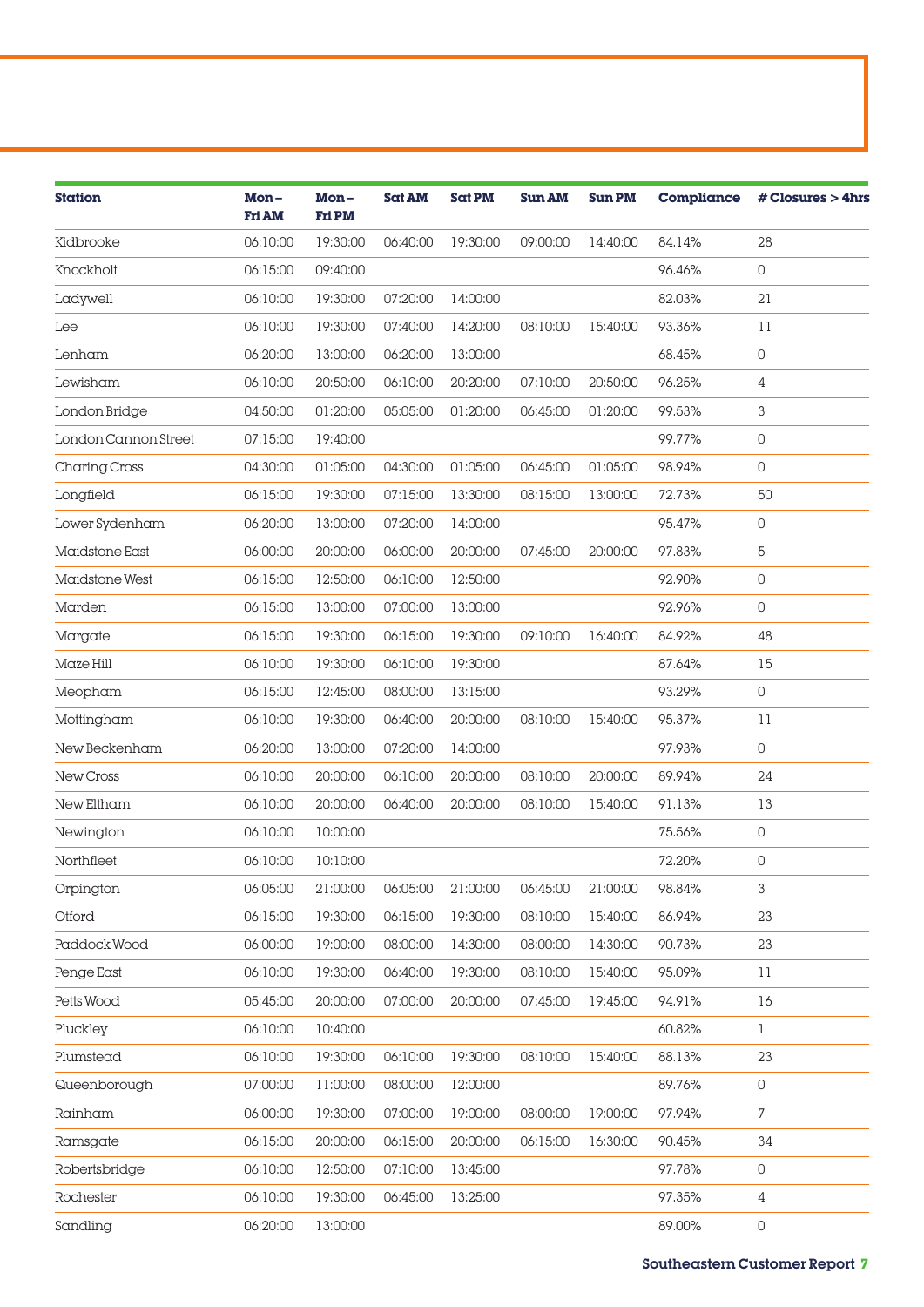| Station | Mon–Fri AM | Mon–Fri PM | Sat AM | Sat PM | Sun AM | Sun PM | Compliance | # Closures > 4hrs |
|---|---|---|---|---|---|---|---|---|
| Kidbrooke | 06:10:00 | 19:30:00 | 06:40:00 | 19:30:00 | 09:00:00 | 14:40:00 | 84.14% | 28 |
| Knockholt | 06:15:00 | 09:40:00 | | | | | 96.46% | 0 |
| Ladywell | 06:10:00 | 19:30:00 | 07:20:00 | 14:00:00 | | | 82.03% | 21 |
| Lee | 06:10:00 | 19:30:00 | 07:40:00 | 14:20:00 | 08:10:00 | 15:40:00 | 93.36% | 11 |
| Lenham | 06:20:00 | 13:00:00 | 06:20:00 | 13:00:00 | | | 68.45% | 0 |
| Lewisham | 06:10:00 | 20:50:00 | 06:10:00 | 20:20:00 | 07:10:00 | 20:50:00 | 96.25% | 4 |
| London Bridge | 04:50:00 | 01:20:00 | 05:05:00 | 01:20:00 | 06:45:00 | 01:20:00 | 99.53% | 3 |
| London Cannon Street | 07:15:00 | 19:40:00 | | | | | 99.77% | 0 |
| Charing Cross | 04:30:00 | 01:05:00 | 04:30:00 | 01:05:00 | 06:45:00 | 01:05:00 | 98.94% | 0 |
| Longfield | 06:15:00 | 19:30:00 | 07:15:00 | 13:30:00 | 08:15:00 | 13:00:00 | 72.73% | 50 |
| Lower Sydenham | 06:20:00 | 13:00:00 | 07:20:00 | 14:00:00 | | | 95.47% | 0 |
| Maidstone East | 06:00:00 | 20:00:00 | 06:00:00 | 20:00:00 | 07:45:00 | 20:00:00 | 97.83% | 5 |
| Maidstone West | 06:15:00 | 12:50:00 | 06:10:00 | 12:50:00 | | | 92.90% | 0 |
| Marden | 06:15:00 | 13:00:00 | 07:00:00 | 13:00:00 | | | 92.96% | 0 |
| Margate | 06:15:00 | 19:30:00 | 06:15:00 | 19:30:00 | 09:10:00 | 16:40:00 | 84.92% | 48 |
| Maze Hill | 06:10:00 | 19:30:00 | 06:10:00 | 19:30:00 | | | 87.64% | 15 |
| Meopham | 06:15:00 | 12:45:00 | 08:00:00 | 13:15:00 | | | 93.29% | 0 |
| Mottingham | 06:10:00 | 19:30:00 | 06:40:00 | 20:00:00 | 08:10:00 | 15:40:00 | 95.37% | 11 |
| New Beckenham | 06:20:00 | 13:00:00 | 07:20:00 | 14:00:00 | | | 97.93% | 0 |
| New Cross | 06:10:00 | 20:00:00 | 06:10:00 | 20:00:00 | 08:10:00 | 20:00:00 | 89.94% | 24 |
| New Eltham | 06:10:00 | 20:00:00 | 06:40:00 | 20:00:00 | 08:10:00 | 15:40:00 | 91.13% | 13 |
| Newington | 06:10:00 | 10:00:00 | | | | | 75.56% | 0 |
| Northfleet | 06:10:00 | 10:10:00 | | | | | 72.20% | 0 |
| Orpington | 06:05:00 | 21:00:00 | 06:05:00 | 21:00:00 | 06:45:00 | 21:00:00 | 98.84% | 3 |
| Otford | 06:15:00 | 19:30:00 | 06:15:00 | 19:30:00 | 08:10:00 | 15:40:00 | 86.94% | 23 |
| Paddock Wood | 06:00:00 | 19:00:00 | 08:00:00 | 14:30:00 | 08:00:00 | 14:30:00 | 90.73% | 23 |
| Penge East | 06:10:00 | 19:30:00 | 06:40:00 | 19:30:00 | 08:10:00 | 15:40:00 | 95.09% | 11 |
| Petts Wood | 05:45:00 | 20:00:00 | 07:00:00 | 20:00:00 | 07:45:00 | 19:45:00 | 94.91% | 16 |
| Pluckley | 06:10:00 | 10:40:00 | | | | | 60.82% | 1 |
| Plumstead | 06:10:00 | 19:30:00 | 06:10:00 | 19:30:00 | 08:10:00 | 15:40:00 | 88.13% | 23 |
| Queenborough | 07:00:00 | 11:00:00 | 08:00:00 | 12:00:00 | | | 89.76% | 0 |
| Rainham | 06:00:00 | 19:30:00 | 07:00:00 | 19:00:00 | 08:00:00 | 19:00:00 | 97.94% | 7 |
| Ramsgate | 06:15:00 | 20:00:00 | 06:15:00 | 20:00:00 | 06:15:00 | 16:30:00 | 90.45% | 34 |
| Robertsbridge | 06:10:00 | 12:50:00 | 07:10:00 | 13:45:00 | | | 97.78% | 0 |
| Rochester | 06:10:00 | 19:30:00 | 06:45:00 | 13:25:00 | | | 97.35% | 4 |
| Sandling | 06:20:00 | 13:00:00 | | | | | 89.00% | 0 |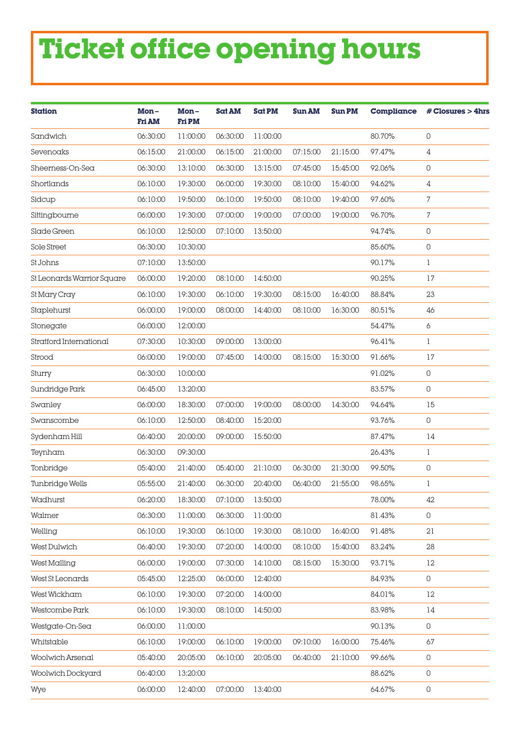# Ticket office opening hours

| Station | Mon – Fri AM | Mon – Fri PM | Sat AM | Sat PM | Sun AM | Sun PM | Compliance | # Closures > 4hrs |
|---|---|---|---|---|---|---|---|---|
| Sandwich | 06:30:00 | 11:00:00 | 06:30:00 | 11:00:00 | | | 80.70% | 0 |
| Sevenoaks | 06:15:00 | 21:00:00 | 06:15:00 | 21:00:00 | 07:15:00 | 21:15:00 | 97.47% | 4 |
| Sheerness-On-Sea | 06:30:00 | 13:10:00 | 06:30:00 | 13:15:00 | 07:45:00 | 15:45:00 | 92.06% | 0 |
| Shortlands | 06:10:00 | 19:30:00 | 06:00:00 | 19:30:00 | 08:10:00 | 15:40:00 | 94.62% | 4 |
| Sidcup | 06:10:00 | 19:50:00 | 06:10:00 | 19:50:00 | 08:10:00 | 19:40:00 | 97.60% | 7 |
| Sittingbourne | 06:00:00 | 19:30:00 | 07:00:00 | 19:00:00 | 07:00:00 | 19:00:00 | 96.70% | 7 |
| Slade Green | 06:10:00 | 12:50:00 | 07:10:00 | 13:50:00 | | | 94.74% | 0 |
| Sole Street | 06:30:00 | 10:30:00 | | | | | 85.60% | 0 |
| St Johns | 07:10:00 | 13:50:00 | | | | | 90.17% | 1 |
| St Leonards Warrior Square | 06:00:00 | 19:20:00 | 08:10:00 | 14:50:00 | | | 90.25% | 17 |
| St Mary Cray | 06:10:00 | 19:30:00 | 06:10:00 | 19:30:00 | 08:15:00 | 16:40:00 | 88.84% | 23 |
| Staplehurst | 06:00:00 | 19:00:00 | 08:00:00 | 14:40:00 | 08:10:00 | 16:30:00 | 80.51% | 46 |
| Stonegate | 06:00:00 | 12:00:00 | | | | | 54.47% | 6 |
| Stratford International | 07:30:00 | 10:30:00 | 09:00:00 | 13:00:00 | | | 96.41% | 1 |
| Strood | 06:00:00 | 19:00:00 | 07:45:00 | 14:00:00 | 08:15:00 | 15:30:00 | 91.66% | 17 |
| Sturry | 06:30:00 | 10:00:00 | | | | | 91.02% | 0 |
| Sundridge Park | 06:45:00 | 13:20:00 | | | | | 83.57% | 0 |
| Swanley | 06:00:00 | 18:30:00 | 07:00:00 | 19:00:00 | 08:00:00 | 14:30:00 | 94.64% | 15 |
| Swanscombe | 06:10:00 | 12:50:00 | 08:40:00 | 15:20:00 | | | 93.76% | 0 |
| Sydenham Hill | 06:40:00 | 20:00:00 | 09:00:00 | 15:50:00 | | | 87.47% | 14 |
| Teynham | 06:30:00 | 09:30:00 | | | | | 26.43% | 1 |
| Tonbridge | 05:40:00 | 21:40:00 | 05:40:00 | 21:10:00 | 06:30:00 | 21:30:00 | 99.50% | 0 |
| Tunbridge Wells | 05:55:00 | 21:40:00 | 06:30:00 | 20:40:00 | 06:40:00 | 21:55:00 | 98.65% | 1 |
| Wadhurst | 06:20:00 | 18:30:00 | 07:10:00 | 13:50:00 | | | 78.00% | 42 |
| Walmer | 06:30:00 | 11:00:00 | 06:30:00 | 11:00:00 | | | 81.43% | 0 |
| Welling | 06:10:00 | 19:30:00 | 06:10:00 | 19:30:00 | 08:10:00 | 16:40:00 | 91.48% | 21 |
| West Dulwich | 06:40:00 | 19:30:00 | 07:20:00 | 14:00:00 | 08:10:00 | 15:40:00 | 83.24% | 28 |
| West Malling | 06:00:00 | 19:00:00 | 07:30:00 | 14:10:00 | 08:15:00 | 15:30:00 | 93.71% | 12 |
| West St Leonards | 05:45:00 | 12:25:00 | 06:00:00 | 12:40:00 | | | 84.93% | 0 |
| West Wickham | 06:10:00 | 19:30:00 | 07:20:00 | 14:00:00 | | | 84.01% | 12 |
| Westcombe Park | 06:10:00 | 19:30:00 | 08:10:00 | 14:50:00 | | | 83.98% | 14 |
| Westgate-On-Sea | 06:00:00 | 11:00:00 | | | | | 90.13% | 0 |
| Whitstable | 06:10:00 | 19:00:00 | 06:10:00 | 19:00:00 | 09:10:00 | 16:00:00 | 75.46% | 67 |
| Woolwich Arsenal | 05:40:00 | 20:05:00 | 06:10:00 | 20:05:00 | 06:40:00 | 21:10:00 | 99.66% | 0 |
| Woolwich Dockyard | 06:40:00 | 13:20:00 | | | | | 88.62% | 0 |
| Wye | 06:00:00 | 12:40:00 | 07:00:00 | 13:40:00 | | | 64.67% | 0 |